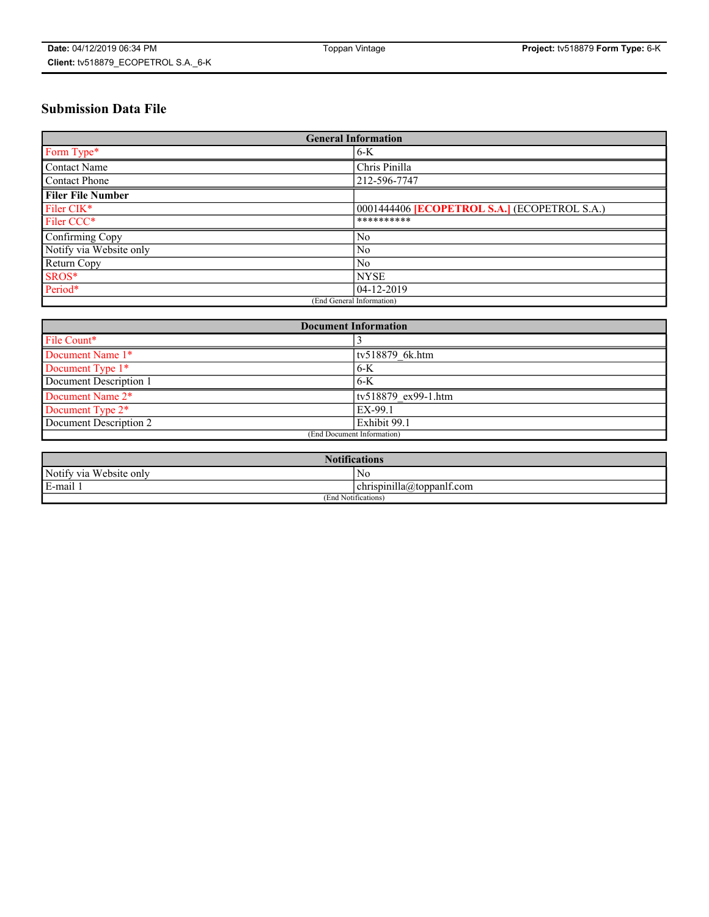# Submission Data File

| General Information | |
|---|---|
| Form Type* | 6-K |
| Contact Name | Chris Pinilla |
| Contact Phone | 212-596-7747 |
| **Filer File Number** | |
| Filer CIK* | 0001444406 **[ECOPETROL S.A.]** (ECOPETROL S.A.) |
| Filer CCC* | ********** |
| Confirming Copy | No |
| Notify via Website only | No |
| Return Copy | No |
| SROS* | NYSE |
| Period* | 04-12-2019 |
| (End General Information) | |

| Document Information | |
|---|---|
| File Count* | 3 |
| Document Name 1* | tv518879_6k.htm |
| Document Type 1* | 6-K |
| Document Description 1 | 6-K |
| Document Name 2* | tv518879_ex99-1.htm |
| Document Type 2* | EX-99.1 |
| Document Description 2 | Exhibit 99.1 |
| (End Document Information) | |

| Notifications | |
|---|---|
| Notify via Website only | No |
| E-mail 1 | chrispinilla@toppanlf.com |
| (End Notifications) | |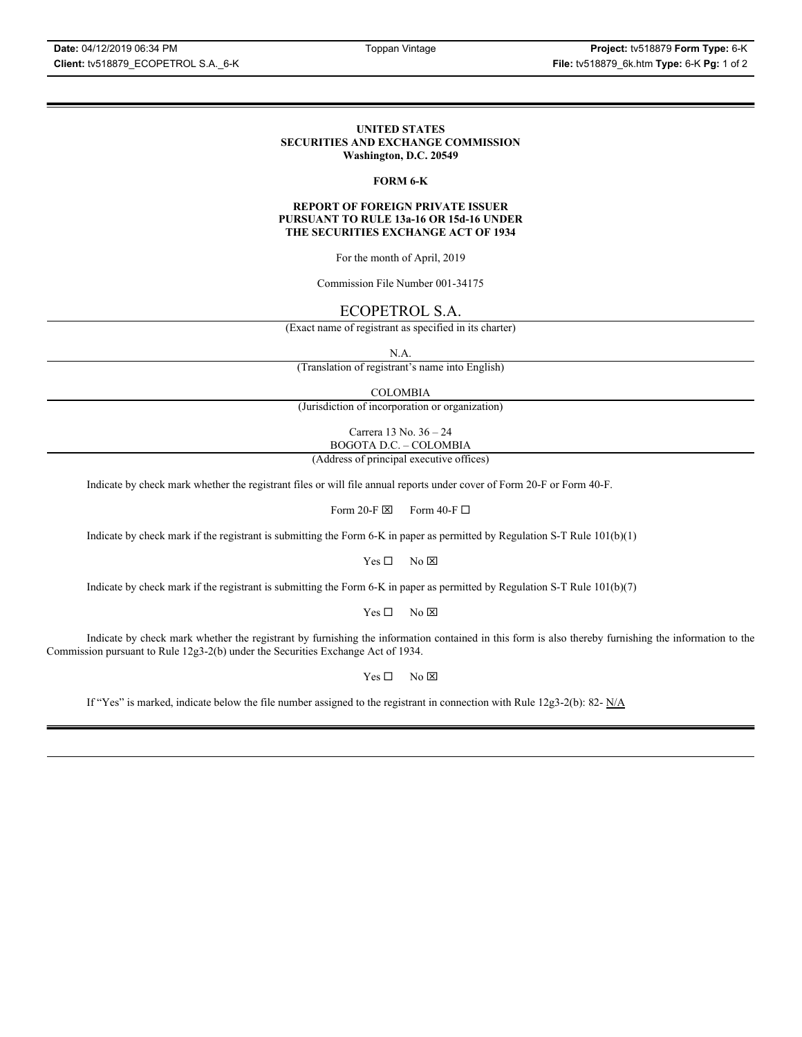**UNITED STATES**
**SECURITIES AND EXCHANGE COMMISSION**
**Washington, D.C. 20549**

**FORM 6-K**

**REPORT OF FOREIGN PRIVATE ISSUER**
**PURSUANT TO RULE 13a-16 OR 15d-16 UNDER**
**THE SECURITIES EXCHANGE ACT OF 1934**

For the month of April, 2019

Commission File Number 001-34175

ECOPETROL S.A.

(Exact name of registrant as specified in its charter)

N.A.

(Translation of registrant's name into English)

COLOMBIA

(Jurisdiction of incorporation or organization)

Carrera 13 No. 36 – 24
BOGOTA D.C. – COLOMBIA

(Address of principal executive offices)

Indicate by check mark whether the registrant files or will file annual reports under cover of Form 20-F or Form 40-F.

Form 20-F ☒ Form 40-F ☐

Indicate by check mark if the registrant is submitting the Form 6-K in paper as permitted by Regulation S-T Rule 101(b)(1)

Yes ☐ No ☒

Indicate by check mark if the registrant is submitting the Form 6-K in paper as permitted by Regulation S-T Rule 101(b)(7)

Yes ☐ No ☒

Indicate by check mark whether the registrant by furnishing the information contained in this form is also thereby furnishing the information to the Commission pursuant to Rule 12g3-2(b) under the Securities Exchange Act of 1934.

Yes ☐ No ☒

If "Yes" is marked, indicate below the file number assigned to the registrant in connection with Rule 12g3-2(b): 82- N/A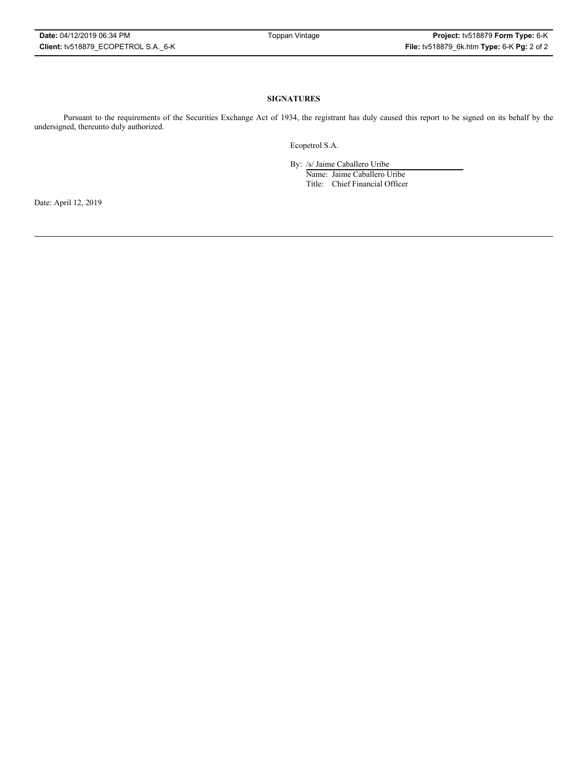**SIGNATURES**

Pursuant to the requirements of the Securities Exchange Act of 1934, the registrant has duly caused this report to be signed on its behalf by the undersigned, thereunto duly authorized.

Ecopetrol S.A.

By: /s/ Jaime Caballero Uribe
Name: Jaime Caballero Uribe
Title: Chief Financial Officer

Date: April 12, 2019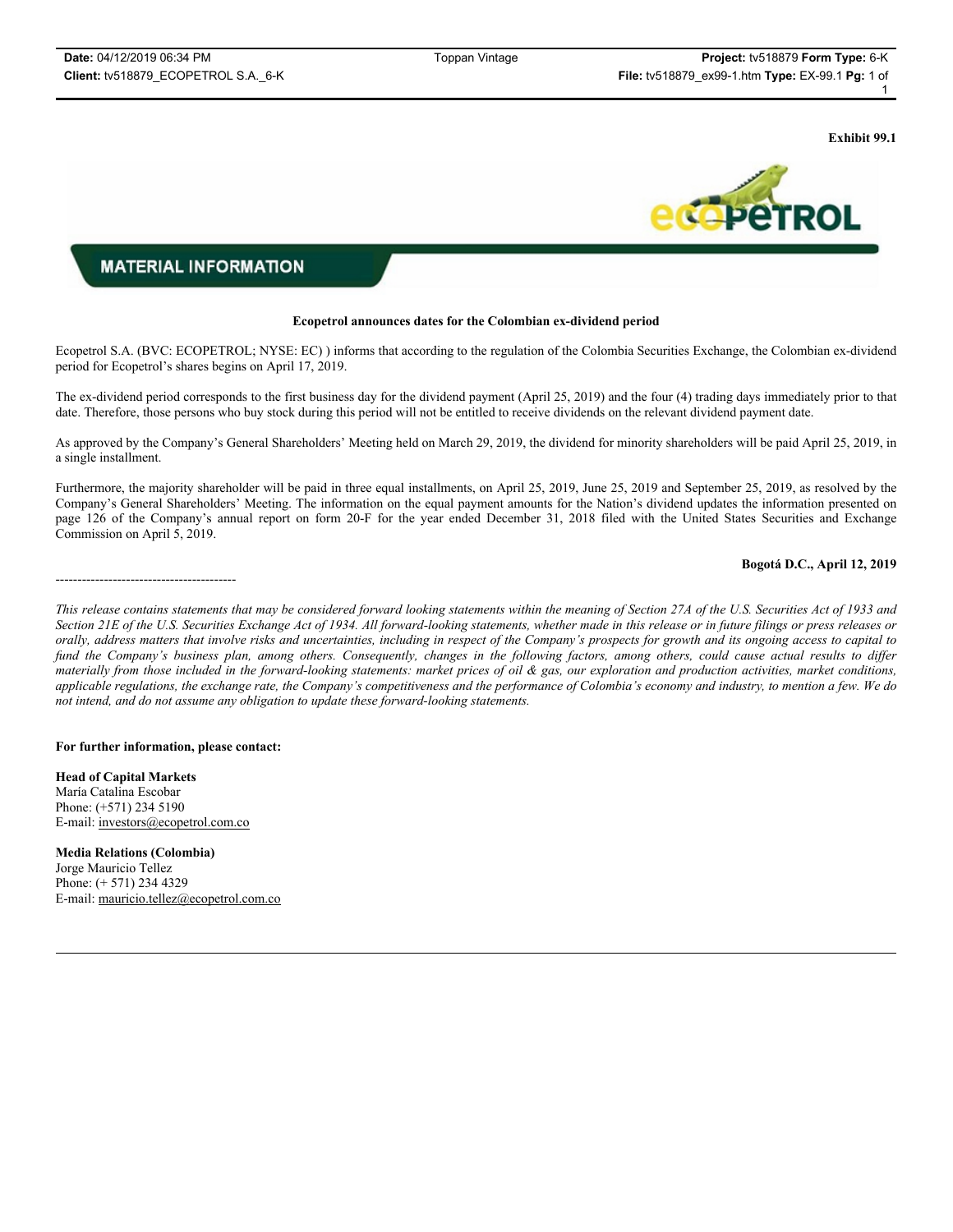**Exhibit 99.1**

**MATERIAL INFORMATION**

**Ecopetrol announces dates for the Colombian ex-dividend period**

Ecopetrol S.A. (BVC: ECOPETROL; NYSE: EC) ) informs that according to the regulation of the Colombia Securities Exchange, the Colombian ex-dividend period for Ecopetrol's shares begins on April 17, 2019.

The ex-dividend period corresponds to the first business day for the dividend payment (April 25, 2019) and the four (4) trading days immediately prior to that date. Therefore, those persons who buy stock during this period will not be entitled to receive dividends on the relevant dividend payment date.

As approved by the Company's General Shareholders' Meeting held on March 29, 2019, the dividend for minority shareholders will be paid April 25, 2019, in a single installment.

Furthermore, the majority shareholder will be paid in three equal installments, on April 25, 2019, June 25, 2019 and September 25, 2019, as resolved by the Company's General Shareholders' Meeting. The information on the equal payment amounts for the Nation's dividend updates the information presented on page 126 of the Company's annual report on form 20-F for the year ended December 31, 2018 filed with the United States Securities and Exchange Commission on April 5, 2019.

**Bogotá D.C., April 12, 2019**

-----------------------------------------

*This release contains statements that may be considered forward looking statements within the meaning of Section 27A of the U.S. Securities Act of 1933 and Section 21E of the U.S. Securities Exchange Act of 1934. All forward-looking statements, whether made in this release or in future filings or press releases or orally, address matters that involve risks and uncertainties, including in respect of the Company's prospects for growth and its ongoing access to capital to fund the Company's business plan, among others. Consequently, changes in the following factors, among others, could cause actual results to differ materially from those included in the forward-looking statements: market prices of oil & gas, our exploration and production activities, market conditions, applicable regulations, the exchange rate, the Company's competitiveness and the performance of Colombia's economy and industry, to mention a few. We do not intend, and do not assume any obligation to update these forward-looking statements.*

**For further information, please contact:**

**Head of Capital Markets**
María Catalina Escobar
Phone: (+571) 234 5190
E-mail: investors@ecopetrol.com.co

**Media Relations (Colombia)**
Jorge Mauricio Tellez
Phone: (+ 571) 234 4329
E-mail: mauricio.tellez@ecopetrol.com.co